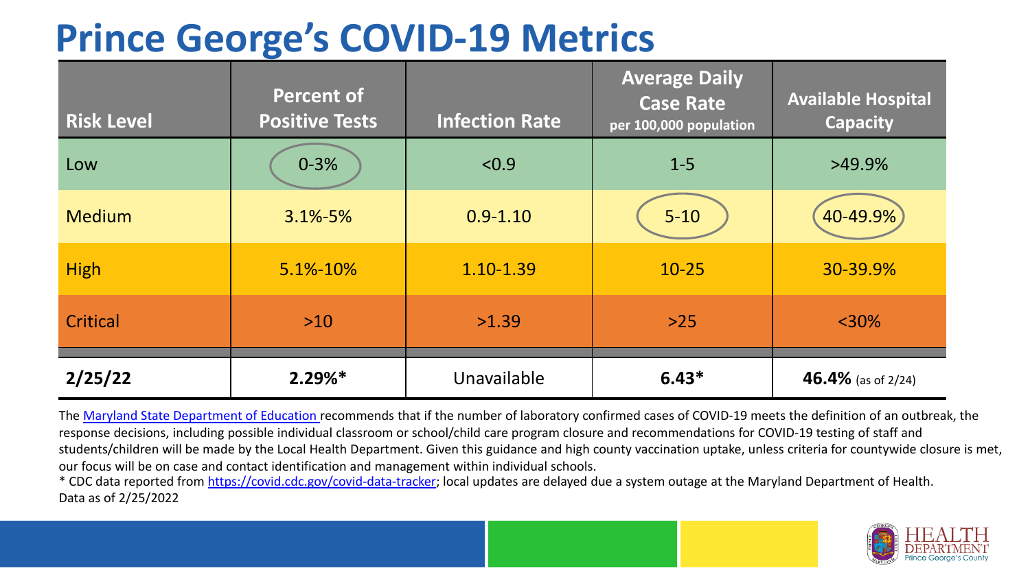# Prince George's COVID-19 Metrics

| Risk Level | Percent of Positive Tests | Infection Rate | Average Daily Case Rate per 100,000 population | Available Hospital Capacity |
|---|---|---|---|---|
| Low | 0-3% | <0.9 | 1-5 | >49.9% |
| Medium | 3.1%-5% | 0.9-1.10 | 5-10 | 40-49.9% |
| High | 5.1%-10% | 1.10-1.39 | 10-25 | 30-39.9% |
| Critical | >10 | >1.39 | >25 | <30% |
| **2/25/22** | **2.29%*** | Unavailable | **6.43*** | **46.4%** (as of 2/24) |

The Maryland State Department of Education recommends that if the number of laboratory confirmed cases of COVID-19 meets the definition of an outbreak, the response decisions, including possible individual classroom or school/child care program closure and recommendations for COVID-19 testing of staff and students/children will be made by the Local Health Department. Given this guidance and high county vaccination uptake, unless criteria for countywide closure is met, our focus will be on case and contact identification and management within individual schools.

* CDC data reported from https://covid.cdc.gov/covid-data-tracker; local updates are delayed due a system outage at the Maryland Department of Health.

Data as of 2/25/2022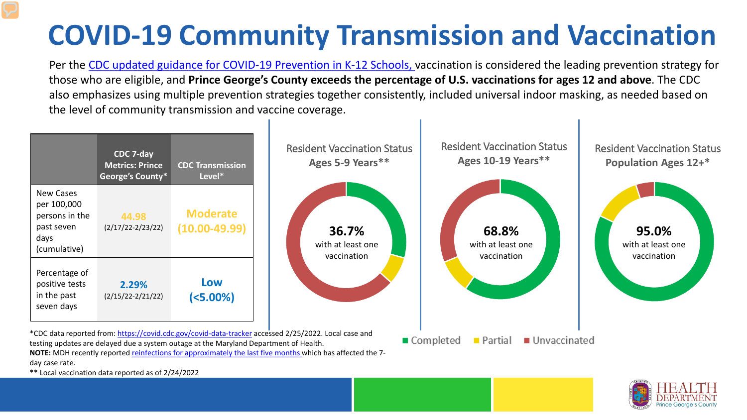# COVID-19 Community Transmission and Vaccination

Per the [CDC updated guidance for COVID-19 Prevention in K-12 Schools,](#) vaccination is considered the leading prevention strategy for those who are eligible, and **Prince George's County exceeds the percentage of U.S. vaccinations for ages 12 and above**. The CDC also emphasizes using multiple prevention strategies together consistently, included universal indoor masking, as needed based on the level of community transmission and vaccine coverage.

| | CDC 7-day Metrics: Prince George's County* | CDC Transmission Level* |
|---|---|---|
| New Cases per 100,000 persons in the past seven days (cumulative) | 44.98 (2/17/22-2/23/22) | Moderate (10.00-49.99) |
| Percentage of positive tests in the past seven days | 2.29% (2/15/22-2/21/22) | Low (<5.00%) |

**Resident Vaccination Status Ages 5-9 Years****

36.7% with at least one vaccination

**Resident Vaccination Status Ages 10-19 Years****

68.8% with at least one vaccination

**Resident Vaccination Status Population Ages 12+***

95.0% with at least one vaccination

Completed | Partial | Unvaccinated

*CDC data reported from: https://covid.cdc.gov/covid-data-tracker accessed 2/25/2022. Local case and testing updates are delayed due a system outage at the Maryland Department of Health.

**NOTE:** MDH recently reported reinfections for approximately the last five months which has affected the 7-day case rate.

** Local vaccination data reported as of 2/24/2022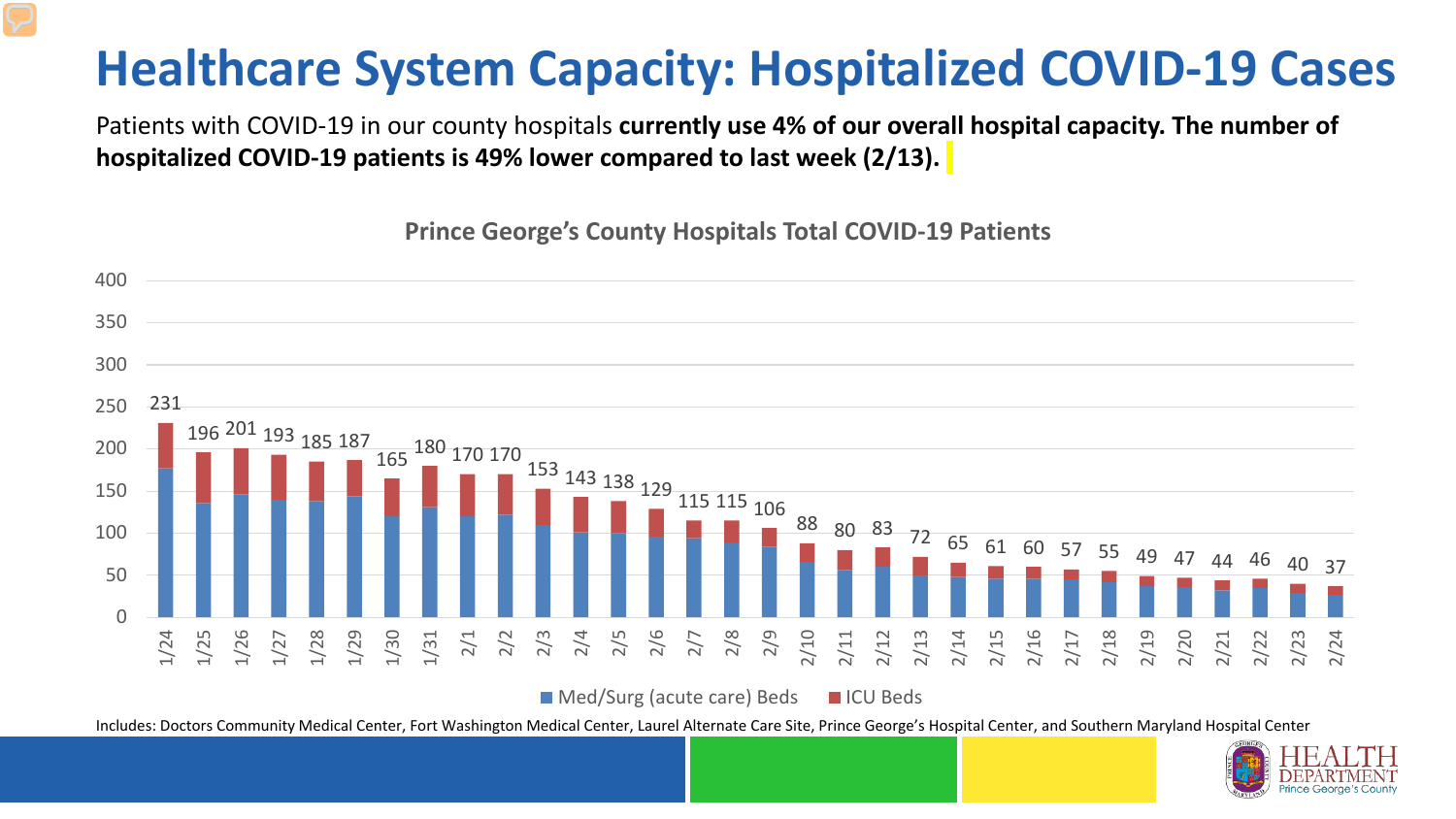# Healthcare System Capacity: Hospitalized COVID-19 Cases

Patients with COVID-19 in our county hospitals **currently use 4% of our overall hospital capacity. The number of hospitalized COVID-19 patients is 49% lower compared to last week (2/13).**

Prince George's County Hospitals Total COVID-19 Patients

400
350
300
250
200
150
100
50
0

231 196 201 193 185 187 165 180 170 170 153 143 138 129 115 115 106 88 80 83 72 65 61 60 57 55 49 47 44 46 40 37

1/24 1/25 1/26 1/27 1/28 1/29 1/30 1/31 2/1 2/2 2/3 2/4 2/5 2/6 2/7 2/8 2/9 2/10 2/11 2/12 2/13 2/14 2/15 2/16 2/17 2/18 2/19 2/20 2/21 2/22 2/23 2/24

Med/Surg (acute care) Beds
ICU Beds

Includes: Doctors Community Medical Center, Fort Washington Medical Center, Laurel Alternate Care Site, Prince George's Hospital Center, and Southern Maryland Hospital Center

HEALTH DEPARTMENT
Prince George's County